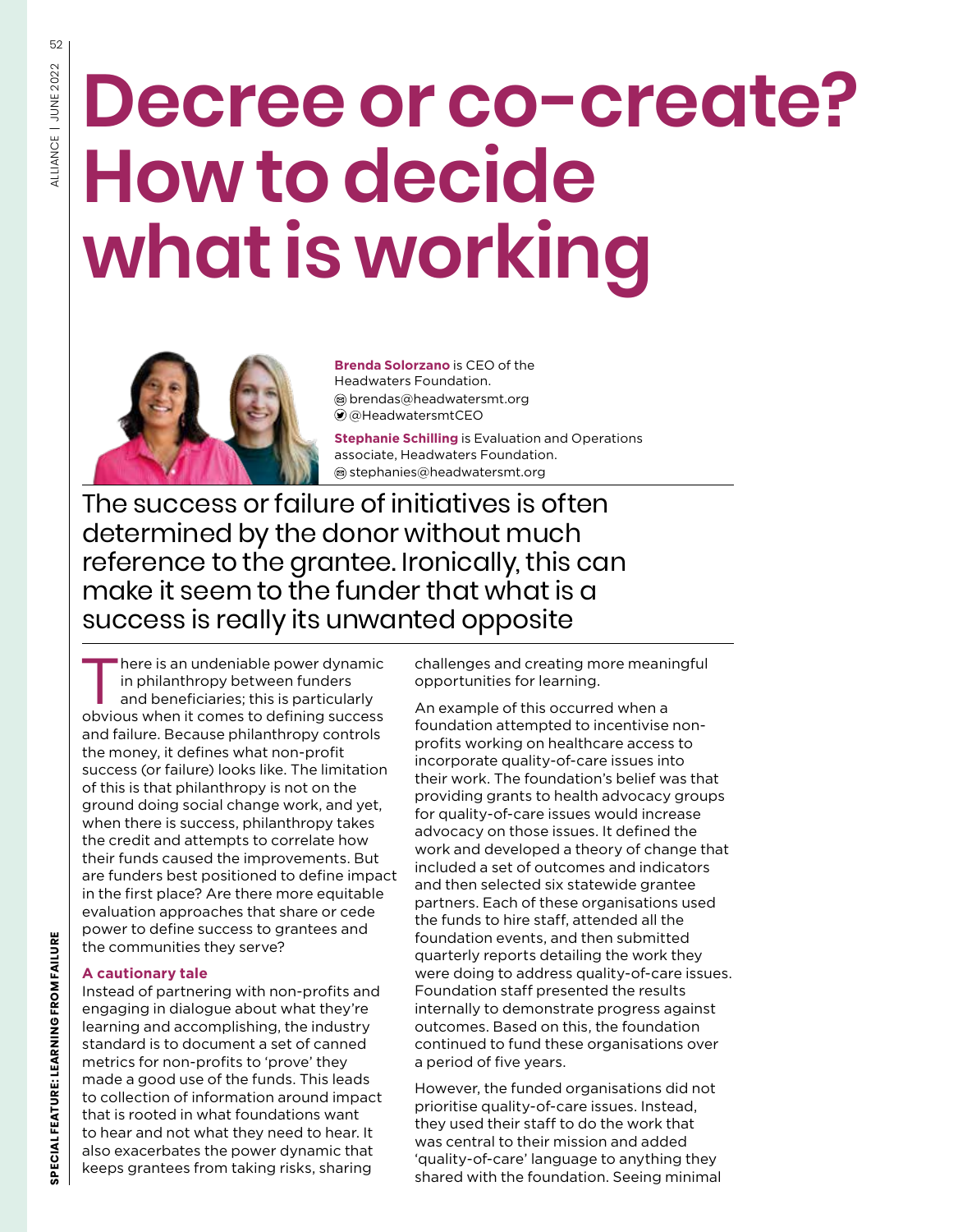# Decree or co-create? How to decide what is working

**Brenda Solorzano** is CEO of the Headwaters Foundation.
brendas@headwatersmt.org
@HeadwatersmtCEO

**Stephanie Schilling** is Evaluation and Operations associate, Headwaters Foundation.
stephanies@headwatersmt.org

The success or failure of initiatives is often determined by the donor without much reference to the grantee. Ironically, this can make it seem to the funder that what is a success is really its unwanted opposite

There is an undeniable power dynamic in philanthropy between funders and beneficiaries; this is particularly obvious when it comes to defining success and failure. Because philanthropy controls the money, it defines what non-profit success (or failure) looks like. The limitation of this is that philanthropy is not on the ground doing social change work, and yet, when there is success, philanthropy takes the credit and attempts to correlate how their funds caused the improvements. But are funders best positioned to define impact in the first place? Are there more equitable evaluation approaches that share or cede power to define success to grantees and the communities they serve?

### A cautionary tale

Instead of partnering with non-profits and engaging in dialogue about what they're learning and accomplishing, the industry standard is to document a set of canned metrics for non-profits to 'prove' they made a good use of the funds. This leads to collection of information around impact that is rooted in what foundations want to hear and not what they need to hear. It also exacerbates the power dynamic that keeps grantees from taking risks, sharing challenges and creating more meaningful opportunities for learning.

An example of this occurred when a foundation attempted to incentivise non-profits working on healthcare access to incorporate quality-of-care issues into their work. The foundation's belief was that providing grants to health advocacy groups for quality-of-care issues would increase advocacy on those issues. It defined the work and developed a theory of change that included a set of outcomes and indicators and then selected six statewide grantee partners. Each of these organisations used the funds to hire staff, attended all the foundation events, and then submitted quarterly reports detailing the work they were doing to address quality-of-care issues. Foundation staff presented the results internally to demonstrate progress against outcomes. Based on this, the foundation continued to fund these organisations over a period of five years.

However, the funded organisations did not prioritise quality-of-care issues. Instead, they used their staff to do the work that was central to their mission and added 'quality-of-care' language to anything they shared with the foundation. Seeing minimal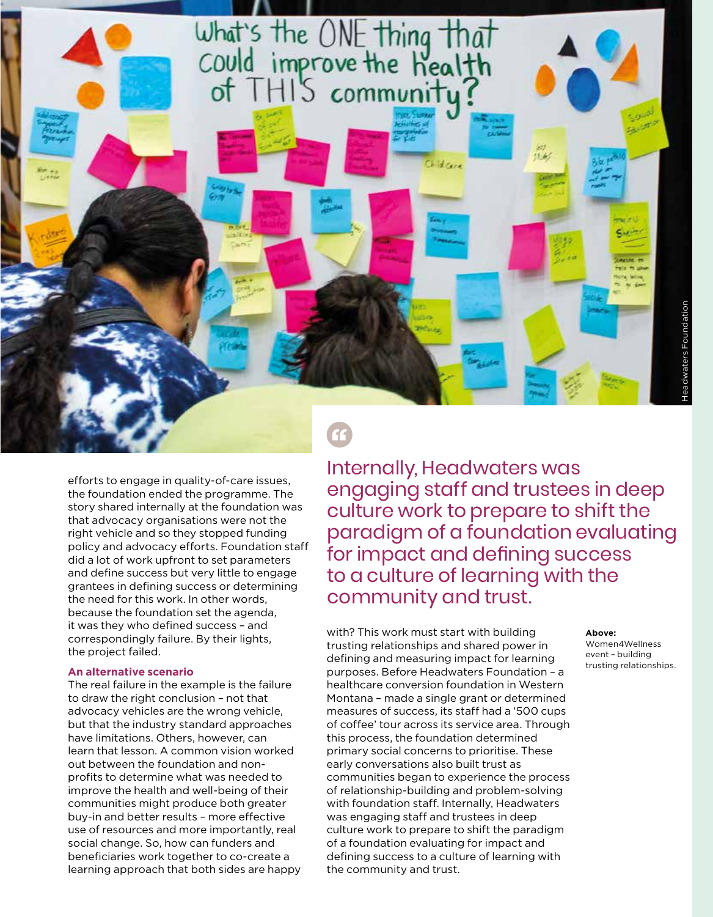efforts to engage in quality-of-care issues, the foundation ended the programme. The story shared internally at the foundation was that advocacy organisations were not the right vehicle and so they stopped funding policy and advocacy efforts. Foundation staff did a lot of work upfront to set parameters and define success but very little to engage grantees in defining success or determining the need for this work. In other words, because the foundation set the agenda, it was they who defined success – and correspondingly failure. By their lights, the project failed.

**An alternative scenario**

The real failure in the example is the failure to draw the right conclusion – not that advocacy vehicles are the wrong vehicle, but that the industry standard approaches have limitations. Others, however, can learn that lesson. A common vision worked out between the foundation and non-profits to determine what was needed to improve the health and well-being of their communities might produce both greater buy-in and better results – more effective use of resources and more importantly, real social change. So, how can funders and beneficiaries work together to co-create a learning approach that both sides are happy with? This work must start with building trusting relationships and shared power in defining and measuring impact for learning purposes. Before Headwaters Foundation – a healthcare conversion foundation in Western Montana – made a single grant or determined measures of success, its staff had a '500 cups of coffee' tour across its service area. Through this process, the foundation determined primary social concerns to prioritise. These early conversations also built trust as communities began to experience the process of relationship-building and problem-solving with foundation staff. Internally, Headwaters was engaging staff and trustees in deep culture work to prepare to shift the paradigm of a foundation evaluating for impact and defining success to a culture of learning with the community and trust.

> Internally, Headwaters was engaging staff and trustees in deep culture work to prepare to shift the paradigm of a foundation evaluating for impact and defining success to a culture of learning with the community and trust.

**Above:** Women4Wellness event – building trusting relationships.

Headwaters Foundation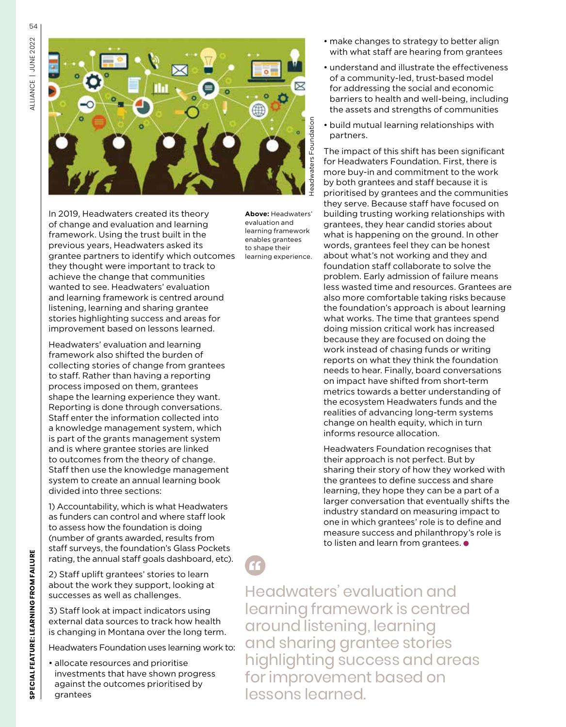**Above:** Headwaters' evaluation and learning framework enables grantees to shape their learning experience.

Headwaters Foundation

In 2019, Headwaters created its theory of change and evaluation and learning framework. Using the trust built in the previous years, Headwaters asked its grantee partners to identify which outcomes they thought were important to track to achieve the change that communities wanted to see. Headwaters' evaluation and learning framework is centred around listening, learning and sharing grantee stories highlighting success and areas for improvement based on lessons learned.

Headwaters' evaluation and learning framework also shifted the burden of collecting stories of change from grantees to staff. Rather than having a reporting process imposed on them, grantees shape the learning experience they want. Reporting is done through conversations. Staff enter the information collected into a knowledge management system, which is part of the grants management system and is where grantee stories are linked to outcomes from the theory of change. Staff then use the knowledge management system to create an annual learning book divided into three sections:

1) Accountability, which is what Headwaters as funders can control and where staff look to assess how the foundation is doing (number of grants awarded, results from staff surveys, the foundation's Glass Pockets rating, the annual staff goals dashboard, etc).

2) Staff uplift grantees' stories to learn about the work they support, looking at successes as well as challenges.

3) Staff look at impact indicators using external data sources to track how health is changing in Montana over the long term.

Headwaters Foundation uses learning work to:

- allocate resources and prioritise investments that have shown progress against the outcomes prioritised by grantees
- make changes to strategy to better align with what staff are hearing from grantees
- understand and illustrate the effectiveness of a community-led, trust-based model for addressing the social and economic barriers to health and well-being, including the assets and strengths of communities
- build mutual learning relationships with partners.

The impact of this shift has been significant for Headwaters Foundation. First, there is more buy-in and commitment to the work by both grantees and staff because it is prioritised by grantees and the communities they serve. Because staff have focused on building trusting working relationships with grantees, they hear candid stories about what is happening on the ground. In other words, grantees feel they can be honest about what's not working and they and foundation staff collaborate to solve the problem. Early admission of failure means less wasted time and resources. Grantees are also more comfortable taking risks because the foundation's approach is about learning what works. The time that grantees spend doing mission critical work has increased because they are focused on doing the work instead of chasing funds or writing reports on what they think the foundation needs to hear. Finally, board conversations on impact have shifted from short-term metrics towards a better understanding of the ecosystem Headwaters funds and the realities of advancing long-term systems change on health equity, which in turn informs resource allocation.

Headwaters Foundation recognises that their approach is not perfect. But by sharing their story of how they worked with the grantees to define success and share learning, they hope they can be a part of a larger conversation that eventually shifts the industry standard on measuring impact to one in which grantees' role is to define and measure success and philanthropy's role is to listen and learn from grantees. ●

> Headwaters' evaluation and learning framework is centred around listening, learning and sharing grantee stories highlighting success and areas for improvement based on lessons learned.